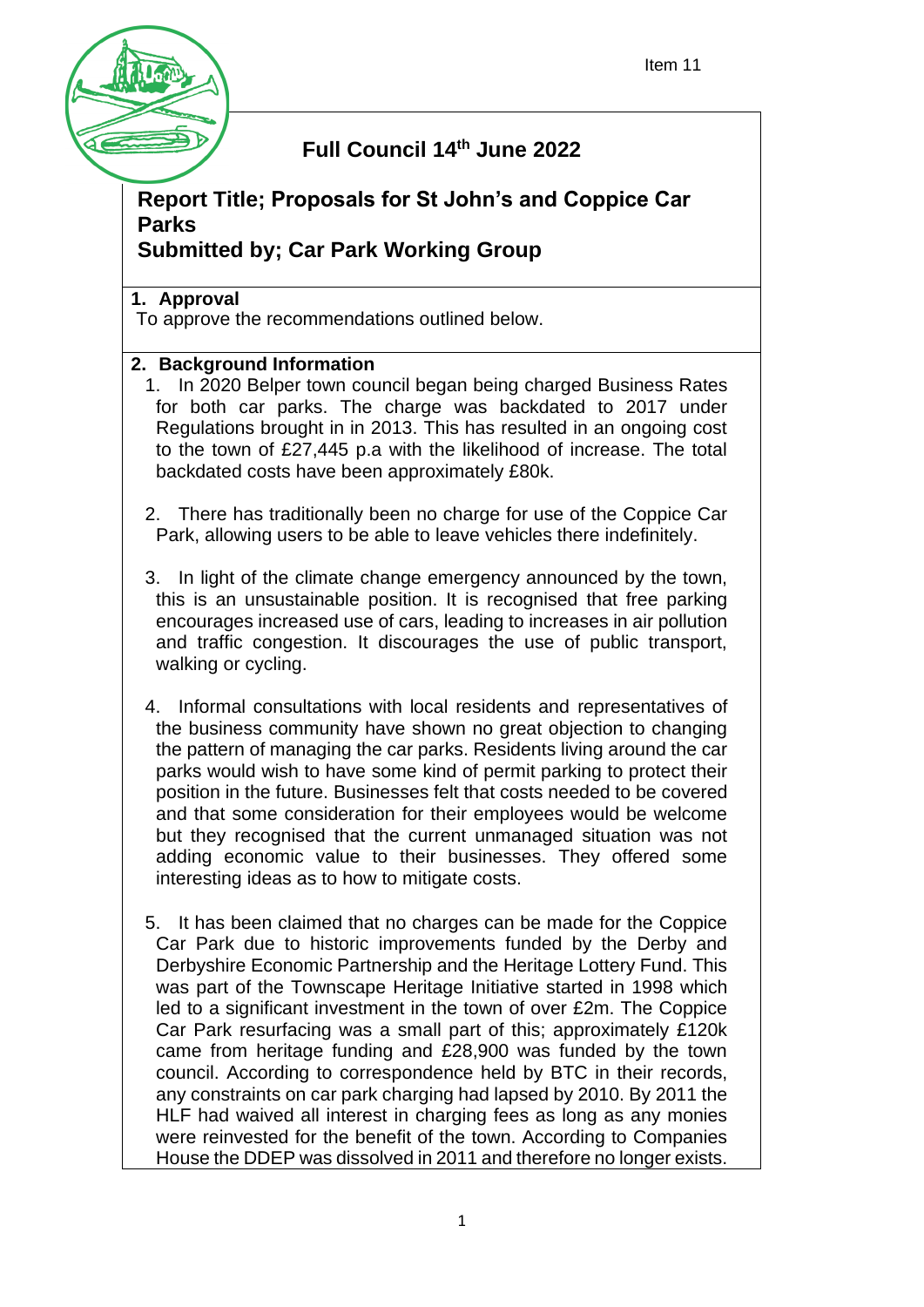Item 11

# Full Council 14th June 2022

## Report Title; Proposals for St John's and Coppice Car Parks

## Submitted by; Car Park Working Group

**1. Approval**

To approve the recommendations outlined below.

**2. Background Information**

1. In 2020 Belper town council began being charged Business Rates for both car parks. The charge was backdated to 2017 under Regulations brought in in 2013. This has resulted in an ongoing cost to the town of £27,445 p.a with the likelihood of increase. The total backdated costs have been approximately £80k.

2. There has traditionally been no charge for use of the Coppice Car Park, allowing users to be able to leave vehicles there indefinitely.

3. In light of the climate change emergency announced by the town, this is an unsustainable position. It is recognised that free parking encourages increased use of cars, leading to increases in air pollution and traffic congestion. It discourages the use of public transport, walking or cycling.

4. Informal consultations with local residents and representatives of the business community have shown no great objection to changing the pattern of managing the car parks. Residents living around the car parks would wish to have some kind of permit parking to protect their position in the future. Businesses felt that costs needed to be covered and that some consideration for their employees would be welcome but they recognised that the current unmanaged situation was not adding economic value to their businesses. They offered some interesting ideas as to how to mitigate costs.

5. It has been claimed that no charges can be made for the Coppice Car Park due to historic improvements funded by the Derby and Derbyshire Economic Partnership and the Heritage Lottery Fund. This was part of the Townscape Heritage Initiative started in 1998 which led to a significant investment in the town of over £2m. The Coppice Car Park resurfacing was a small part of this; approximately £120k came from heritage funding and £28,900 was funded by the town council. According to correspondence held by BTC in their records, any constraints on car park charging had lapsed by 2010. By 2011 the HLF had waived all interest in charging fees as long as any monies were reinvested for the benefit of the town. According to Companies House the DDEP was dissolved in 2011 and therefore no longer exists.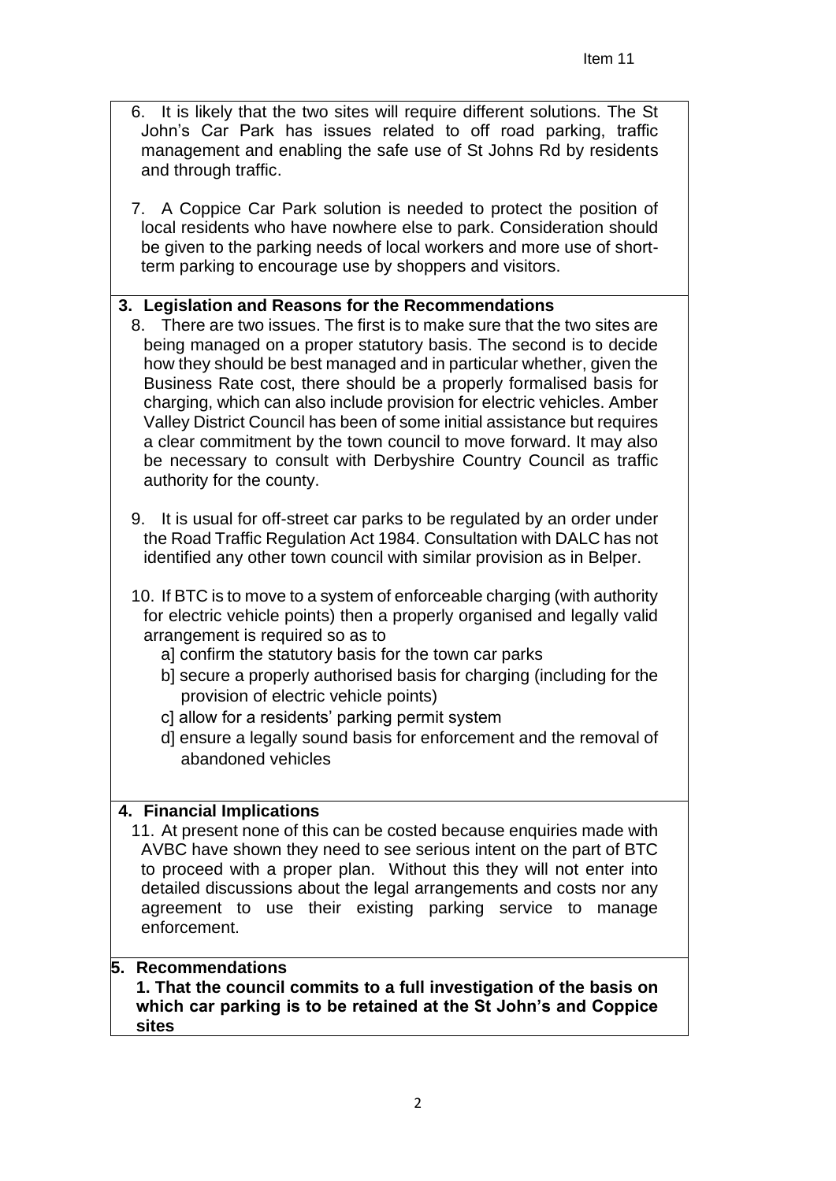6. It is likely that the two sites will require different solutions. The St John's Car Park has issues related to off road parking, traffic management and enabling the safe use of St Johns Rd by residents and through traffic.

7. A Coppice Car Park solution is needed to protect the position of local residents who have nowhere else to park. Consideration should be given to the parking needs of local workers and more use of short-term parking to encourage use by shoppers and visitors.

## 3. Legislation and Reasons for the Recommendations

8. There are two issues. The first is to make sure that the two sites are being managed on a proper statutory basis. The second is to decide how they should be best managed and in particular whether, given the Business Rate cost, there should be a properly formalised basis for charging, which can also include provision for electric vehicles. Amber Valley District Council has been of some initial assistance but requires a clear commitment by the town council to move forward. It may also be necessary to consult with Derbyshire Country Council as traffic authority for the county.

9. It is usual for off-street car parks to be regulated by an order under the Road Traffic Regulation Act 1984. Consultation with DALC has not identified any other town council with similar provision as in Belper.

10. If BTC is to move to a system of enforceable charging (with authority for electric vehicle points) then a properly organised and legally valid arrangement is required so as to
    - a] confirm the statutory basis for the town car parks
    - b] secure a properly authorised basis for charging (including for the provision of electric vehicle points)
    - c] allow for a residents' parking permit system
    - d] ensure a legally sound basis for enforcement and the removal of abandoned vehicles

## 4. Financial Implications

11. At present none of this can be costed because enquiries made with AVBC have shown they need to see serious intent on the part of BTC to proceed with a proper plan. Without this they will not enter into detailed discussions about the legal arrangements and costs nor any agreement to use their existing parking service to manage enforcement.

## 5. Recommendations

**1. That the council commits to a full investigation of the basis on which car parking is to be retained at the St John's and Coppice sites**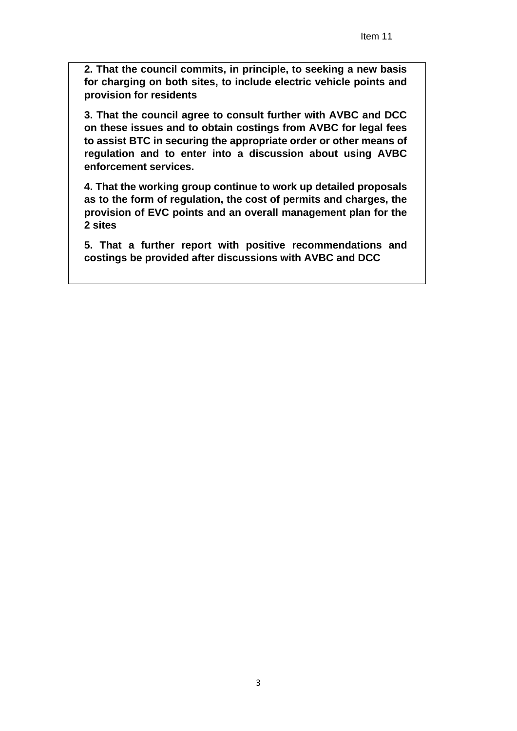**2. That the council commits, in principle, to seeking a new basis for charging on both sites, to include electric vehicle points and provision for residents**

**3. That the council agree to consult further with AVBC and DCC on these issues and to obtain costings from AVBC for legal fees to assist BTC in securing the appropriate order or other means of regulation and to enter into a discussion about using AVBC enforcement services.**

**4. That the working group continue to work up detailed proposals as to the form of regulation, the cost of permits and charges, the provision of EVC points and an overall management plan for the 2 sites**

**5. That a further report with positive recommendations and costings be provided after discussions with AVBC and DCC**